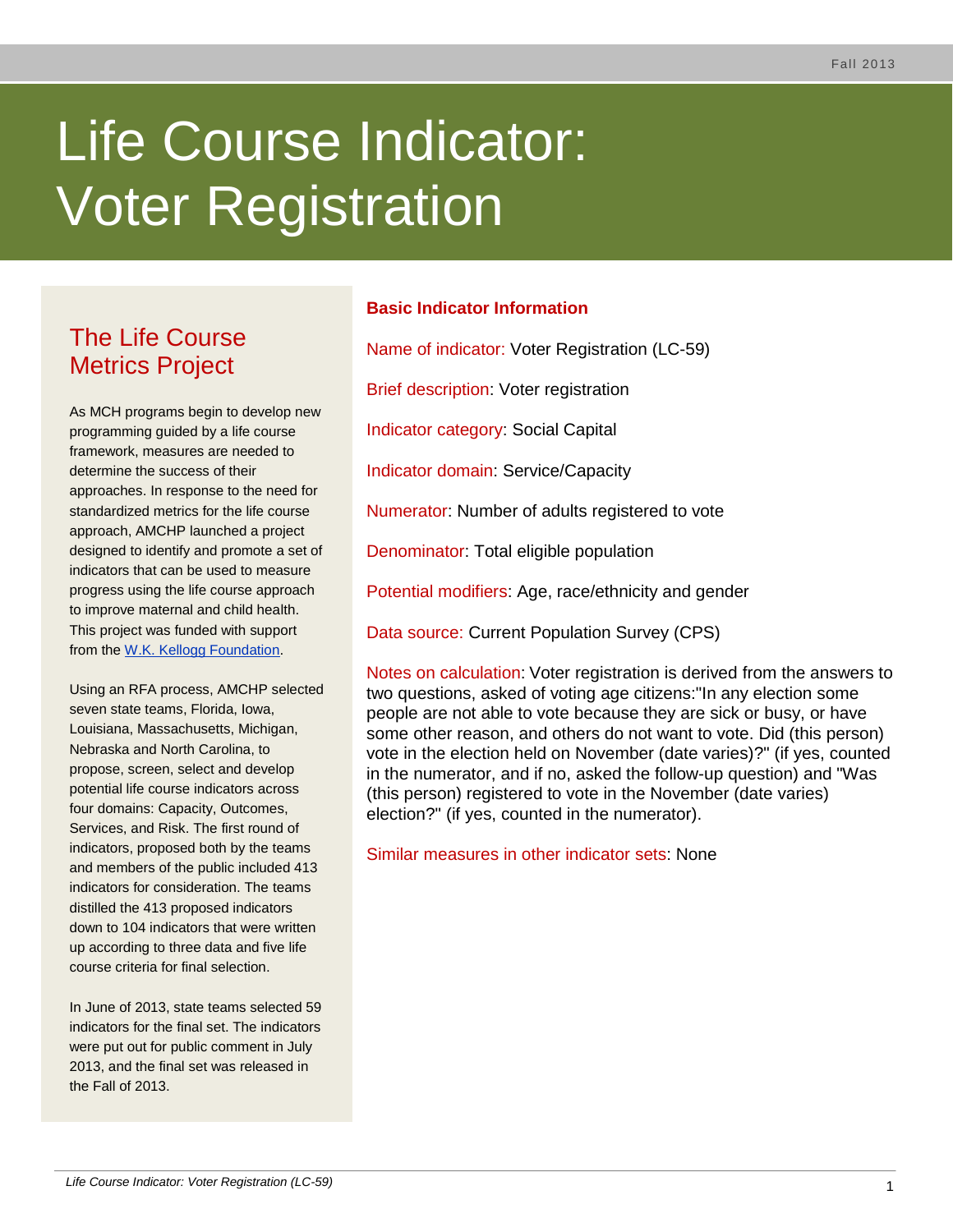# Life Course Indicator: Voter Registration

## The Life Course Metrics Project

As MCH programs begin to develop new programming guided by a life course framework, measures are needed to determine the success of their approaches. In response to the need for standardized metrics for the life course approach, AMCHP launched a project designed to identify and promote a set of indicators that can be used to measure progress using the life course approach to improve maternal and child health. This project was funded with support from the [W.K. Kellogg Foundation](https://www.wkkf.org/).

Using an RFA process, AMCHP selected seven state teams, Florida, Iowa, Louisiana, Massachusetts, Michigan, Nebraska and North Carolina, to propose, screen, select and develop potential life course indicators across four domains: Capacity, Outcomes, Services, and Risk. The first round of indicators, proposed both by the teams and members of the public included 413 indicators for consideration. The teams distilled the 413 proposed indicators down to 104 indicators that were written up according to three data and five life course criteria for final selection.

In June of 2013, state teams selected 59 indicators for the final set. The indicators were put out for public comment in July 2013, and the final set was released in the Fall of 2013.

### Basic Indicator Information

Name of indicator: Voter Registration (LC-59)

Brief description: Voter registration

Indicator category: Social Capital

Indicator domain: Service/Capacity

Numerator: Number of adults registered to vote

Denominator: Total eligible population

Potential modifiers: Age, race/ethnicity and gender

Data source: Current Population Survey (CPS)

Notes on calculation: Voter registration is derived from the answers to two questions, asked of voting age citizens:"In any election some people are not able to vote because they are sick or busy, or have some other reason, and others do not want to vote. Did (this person) vote in the election held on November (date varies)?" (if yes, counted in the numerator, and if no, asked the follow-up question) and "Was (this person) registered to vote in the November (date varies) election?" (if yes, counted in the numerator).

Similar measures in other indicator sets: None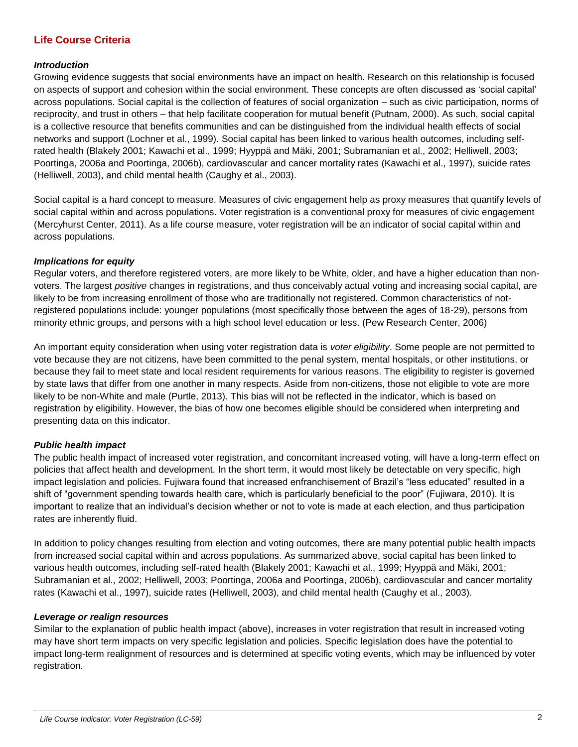## Life Course Criteria

### *Introduction*

Growing evidence suggests that social environments have an impact on health. Research on this relationship is focused on aspects of support and cohesion within the social environment. These concepts are often discussed as 'social capital' across populations. Social capital is the collection of features of social organization – such as civic participation, norms of reciprocity, and trust in others – that help facilitate cooperation for mutual benefit (Putnam, 2000). As such, social capital is a collective resource that benefits communities and can be distinguished from the individual health effects of social networks and support (Lochner et al., 1999). Social capital has been linked to various health outcomes, including self-rated health (Blakely 2001; Kawachi et al., 1999; Hyyppä and Mäki, 2001; Subramanian et al., 2002; Helliwell, 2003; Poortinga, 2006a and Poortinga, 2006b), cardiovascular and cancer mortality rates (Kawachi et al., 1997), suicide rates (Helliwell, 2003), and child mental health (Caughy et al., 2003).

Social capital is a hard concept to measure. Measures of civic engagement help as proxy measures that quantify levels of social capital within and across populations. Voter registration is a conventional proxy for measures of civic engagement (Mercyhurst Center, 2011). As a life course measure, voter registration will be an indicator of social capital within and across populations.

### *Implications for equity*

Regular voters, and therefore registered voters, are more likely to be White, older, and have a higher education than non-voters. The largest *positive* changes in registrations, and thus conceivably actual voting and increasing social capital, are likely to be from increasing enrollment of those who are traditionally not registered. Common characteristics of not-registered populations include: younger populations (most specifically those between the ages of 18-29), persons from minority ethnic groups, and persons with a high school level education or less. (Pew Research Center, 2006)

An important equity consideration when using voter registration data is *voter eligibility*. Some people are not permitted to vote because they are not citizens, have been committed to the penal system, mental hospitals, or other institutions, or because they fail to meet state and local resident requirements for various reasons. The eligibility to register is governed by state laws that differ from one another in many respects. Aside from non-citizens, those not eligible to vote are more likely to be non-White and male (Purtle, 2013). This bias will not be reflected in the indicator, which is based on registration by eligibility. However, the bias of how one becomes eligible should be considered when interpreting and presenting data on this indicator.

### *Public health impact*

The public health impact of increased voter registration, and concomitant increased voting, will have a long-term effect on policies that affect health and development. In the short term, it would most likely be detectable on very specific, high impact legislation and policies. Fujiwara found that increased enfranchisement of Brazil's "less educated" resulted in a shift of "government spending towards health care, which is particularly beneficial to the poor" (Fujiwara, 2010). It is important to realize that an individual's decision whether or not to vote is made at each election, and thus participation rates are inherently fluid.

In addition to policy changes resulting from election and voting outcomes, there are many potential public health impacts from increased social capital within and across populations. As summarized above, social capital has been linked to various health outcomes, including self-rated health (Blakely 2001; Kawachi et al., 1999; Hyyppä and Mäki, 2001; Subramanian et al., 2002; Helliwell, 2003; Poortinga, 2006a and Poortinga, 2006b), cardiovascular and cancer mortality rates (Kawachi et al., 1997), suicide rates (Helliwell, 2003), and child mental health (Caughy et al., 2003).

### *Leverage or realign resources*

Similar to the explanation of public health impact (above), increases in voter registration that result in increased voting may have short term impacts on very specific legislation and policies. Specific legislation does have the potential to impact long-term realignment of resources and is determined at specific voting events, which may be influenced by voter registration.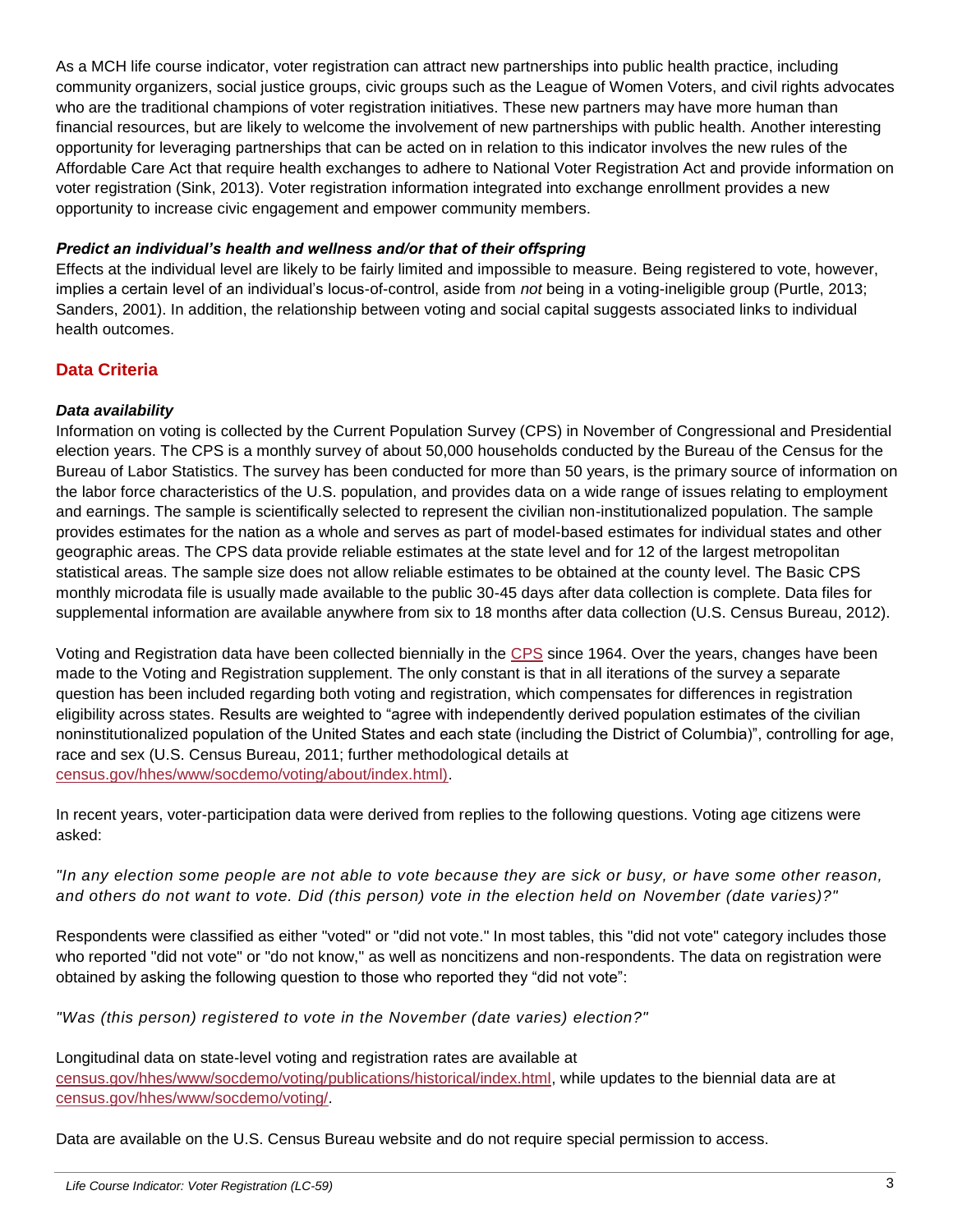As a MCH life course indicator, voter registration can attract new partnerships into public health practice, including community organizers, social justice groups, civic groups such as the League of Women Voters, and civil rights advocates who are the traditional champions of voter registration initiatives. These new partners may have more human than financial resources, but are likely to welcome the involvement of new partnerships with public health. Another interesting opportunity for leveraging partnerships that can be acted on in relation to this indicator involves the new rules of the Affordable Care Act that require health exchanges to adhere to National Voter Registration Act and provide information on voter registration (Sink, 2013). Voter registration information integrated into exchange enrollment provides a new opportunity to increase civic engagement and empower community members.

### *Predict an individual's health and wellness and/or that of their offspring*

Effects at the individual level are likely to be fairly limited and impossible to measure. Being registered to vote, however, implies a certain level of an individual's locus-of-control, aside from *not* being in a voting-ineligible group (Purtle, 2013; Sanders, 2001). In addition, the relationship between voting and social capital suggests associated links to individual health outcomes.

## Data Criteria

### *Data availability*

Information on voting is collected by the Current Population Survey (CPS) in November of Congressional and Presidential election years. The CPS is a monthly survey of about 50,000 households conducted by the Bureau of the Census for the Bureau of Labor Statistics. The survey has been conducted for more than 50 years, is the primary source of information on the labor force characteristics of the U.S. population, and provides data on a wide range of issues relating to employment and earnings. The sample is scientifically selected to represent the civilian non-institutionalized population. The sample provides estimates for the nation as a whole and serves as part of model-based estimates for individual states and other geographic areas. The CPS data provide reliable estimates at the state level and for 12 of the largest metropolitan statistical areas. The sample size does not allow reliable estimates to be obtained at the county level. The Basic CPS monthly microdata file is usually made available to the public 30-45 days after data collection is complete. Data files for supplemental information are available anywhere from six to 18 months after data collection (U.S. Census Bureau, 2012).

Voting and Registration data have been collected biennially in the CPS since 1964. Over the years, changes have been made to the Voting and Registration supplement. The only constant is that in all iterations of the survey a separate question has been included regarding both voting and registration, which compensates for differences in registration eligibility across states. Results are weighted to "agree with independently derived population estimates of the civilian noninstitutionalized population of the United States and each state (including the District of Columbia)", controlling for age, race and sex (U.S. Census Bureau, 2011; further methodological details at census.gov/hhes/www/socdemo/voting/about/index.html).

In recent years, voter-participation data were derived from replies to the following questions. Voting age citizens were asked:

*"In any election some people are not able to vote because they are sick or busy, or have some other reason, and others do not want to vote. Did (this person) vote in the election held on November (date varies)?"*

Respondents were classified as either "voted" or "did not vote." In most tables, this "did not vote" category includes those who reported "did not vote" or "do not know," as well as noncitizens and non-respondents. The data on registration were obtained by asking the following question to those who reported they "did not vote":

*"Was (this person) registered to vote in the November (date varies) election?"*

Longitudinal data on state-level voting and registration rates are available at census.gov/hhes/www/socdemo/voting/publications/historical/index.html, while updates to the biennial data are at census.gov/hhes/www/socdemo/voting/.

Data are available on the U.S. Census Bureau website and do not require special permission to access.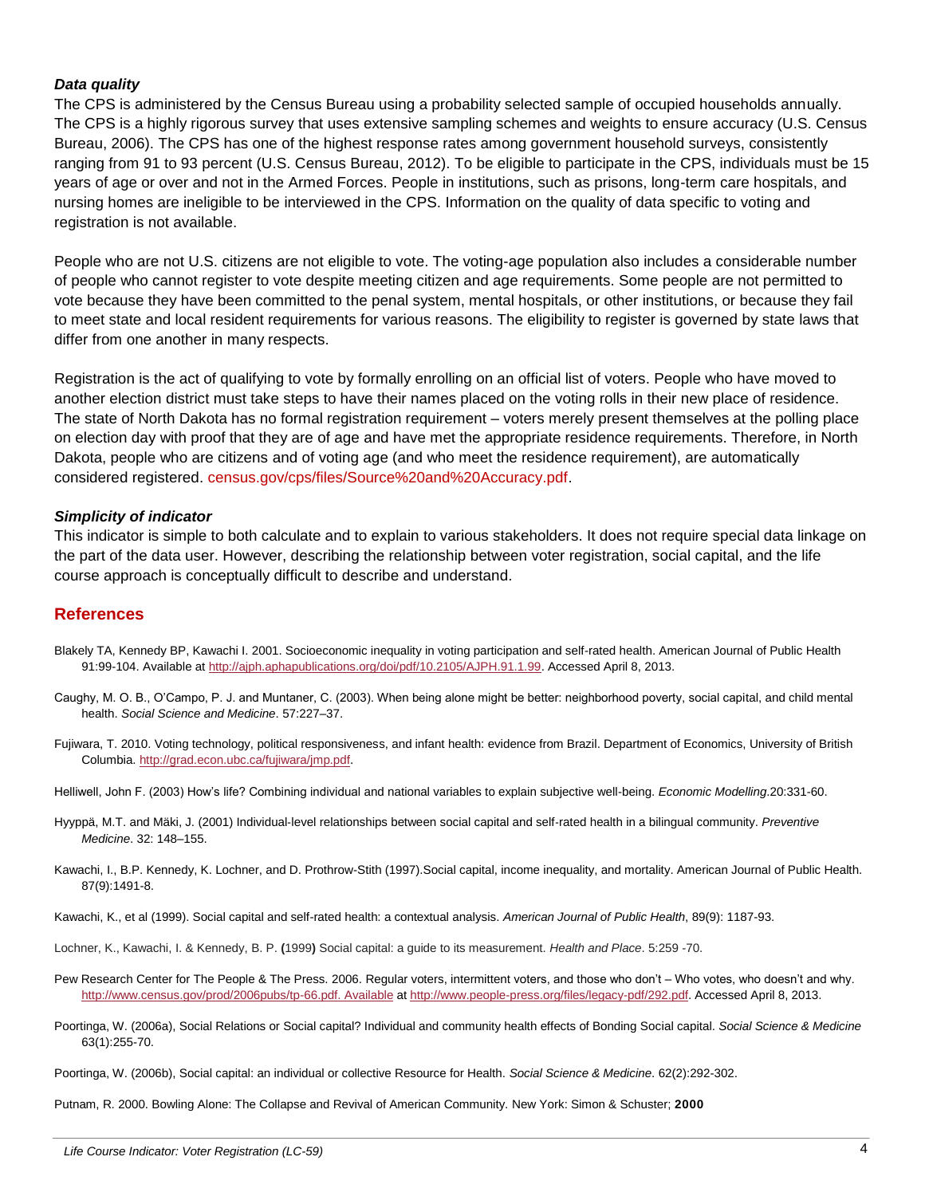### *Data quality*

The CPS is administered by the Census Bureau using a probability selected sample of occupied households annually. The CPS is a highly rigorous survey that uses extensive sampling schemes and weights to ensure accuracy (U.S. Census Bureau, 2006). The CPS has one of the highest response rates among government household surveys, consistently ranging from 91 to 93 percent (U.S. Census Bureau, 2012). To be eligible to participate in the CPS, individuals must be 15 years of age or over and not in the Armed Forces. People in institutions, such as prisons, long-term care hospitals, and nursing homes are ineligible to be interviewed in the CPS. Information on the quality of data specific to voting and registration is not available.

People who are not U.S. citizens are not eligible to vote. The voting-age population also includes a considerable number of people who cannot register to vote despite meeting citizen and age requirements. Some people are not permitted to vote because they have been committed to the penal system, mental hospitals, or other institutions, or because they fail to meet state and local resident requirements for various reasons. The eligibility to register is governed by state laws that differ from one another in many respects.

Registration is the act of qualifying to vote by formally enrolling on an official list of voters. People who have moved to another election district must take steps to have their names placed on the voting rolls in their new place of residence. The state of North Dakota has no formal registration requirement – voters merely present themselves at the polling place on election day with proof that they are of age and have met the appropriate residence requirements. Therefore, in North Dakota, people who are citizens and of voting age (and who meet the residence requirement), are automatically considered registered. census.gov/cps/files/Source%20and%20Accuracy.pdf.

### *Simplicity of indicator*

This indicator is simple to both calculate and to explain to various stakeholders. It does not require special data linkage on the part of the data user. However, describing the relationship between voter registration, social capital, and the life course approach is conceptually difficult to describe and understand.

## References

Blakely TA, Kennedy BP, Kawachi I. 2001. Socioeconomic inequality in voting participation and self-rated health. American Journal of Public Health 91:99-104. Available at http://ajph.aphapublications.org/doi/pdf/10.2105/AJPH.91.1.99. Accessed April 8, 2013.

Caughy, M. O. B., O'Campo, P. J. and Muntaner, C. (2003). When being alone might be better: neighborhood poverty, social capital, and child mental health. *Social Science and Medicine*. 57:227–37.

Fujiwara, T. 2010. Voting technology, political responsiveness, and infant health: evidence from Brazil. Department of Economics, University of British Columbia. http://grad.econ.ubc.ca/fujiwara/jmp.pdf.

Helliwell, John F. (2003) How's life? Combining individual and national variables to explain subjective well-being. *Economic Modelling*.20:331-60.

Hyyppä, M.T. and Mäki, J. (2001) Individual-level relationships between social capital and self-rated health in a bilingual community. *Preventive Medicine*. 32: 148–155.

Kawachi, I., B.P. Kennedy, K. Lochner, and D. Prothrow-Stith (1997).Social capital, income inequality, and mortality. American Journal of Public Health. 87(9):1491-8.

Kawachi, K., et al (1999). Social capital and self-rated health: a contextual analysis. *American Journal of Public Health*, 89(9): 1187-93.

Lochner, K., Kawachi, I. & Kennedy, B. P. **(**1999**)** Social capital: a guide to its measurement. *Health and Place*. 5:259 -70.

Pew Research Center for The People & The Press. 2006. Regular voters, intermittent voters, and those who don't – Who votes, who doesn't and why. http://www.census.gov/prod/2006pubs/tp-66.pdf. Available at http://www.people-press.org/files/legacy-pdf/292.pdf. Accessed April 8, 2013.

Poortinga, W. (2006a), Social Relations or Social capital? Individual and community health effects of Bonding Social capital. *Social Science & Medicine* 63(1):255-70.

Poortinga, W. (2006b), Social capital: an individual or collective Resource for Health. *Social Science & Medicine*. 62(2):292-302.

Putnam, R. 2000. Bowling Alone: The Collapse and Revival of American Community. New York: Simon & Schuster; **2000**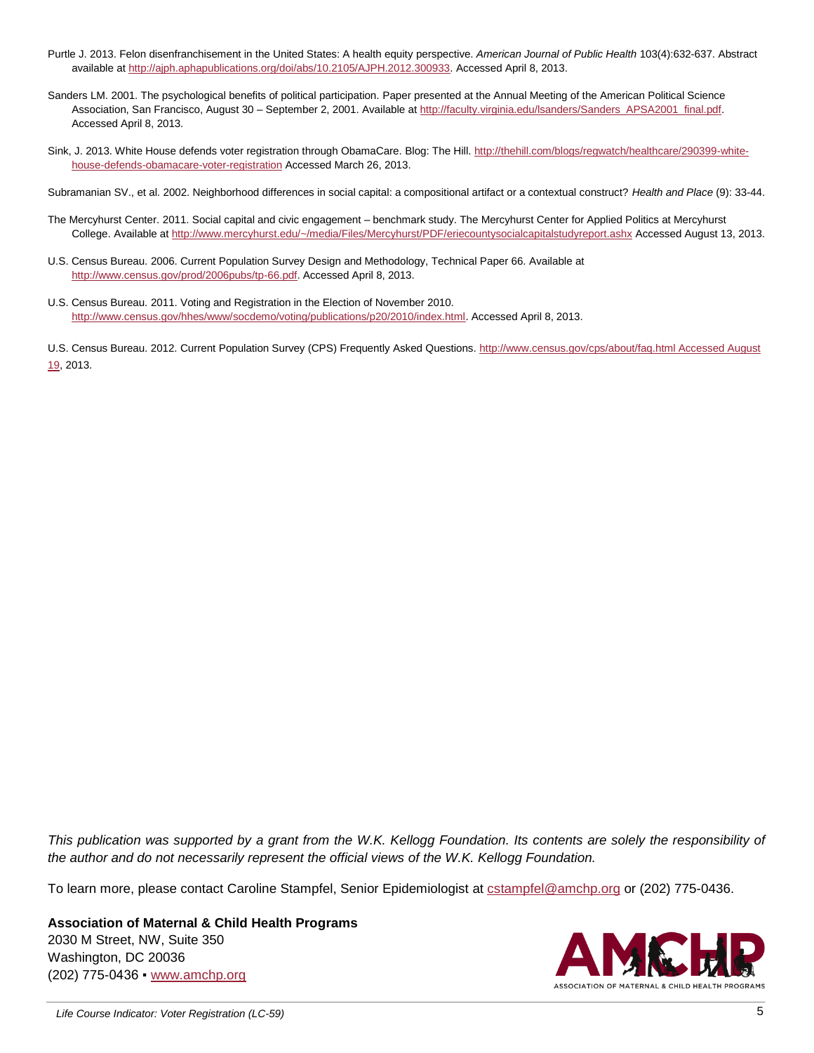Purtle J. 2013. Felon disenfranchisement in the United States: A health equity perspective. *American Journal of Public Health* 103(4):632-637. Abstract available at http://ajph.aphapublications.org/doi/abs/10.2105/AJPH.2012.300933. Accessed April 8, 2013.

Sanders LM. 2001. The psychological benefits of political participation. Paper presented at the Annual Meeting of the American Political Science Association, San Francisco, August 30 – September 2, 2001. Available at http://faculty.virginia.edu/lsanders/Sanders_APSA2001_final.pdf. Accessed April 8, 2013.

Sink, J. 2013. White House defends voter registration through ObamaCare. Blog: The Hill. http://thehill.com/blogs/regwatch/healthcare/290399-white-house-defends-obamacare-voter-registration Accessed March 26, 2013.

Subramanian SV., et al. 2002. Neighborhood differences in social capital: a compositional artifact or a contextual construct? *Health and Place* (9): 33-44.

The Mercyhurst Center. 2011. Social capital and civic engagement – benchmark study. The Mercyhurst Center for Applied Politics at Mercyhurst College. Available at http://www.mercyhurst.edu/~/media/Files/Mercyhurst/PDF/eriecountysocialcapitalstudyreport.ashx Accessed August 13, 2013.

U.S. Census Bureau. 2006. Current Population Survey Design and Methodology, Technical Paper 66. Available at http://www.census.gov/prod/2006pubs/tp-66.pdf. Accessed April 8, 2013.

U.S. Census Bureau. 2011. Voting and Registration in the Election of November 2010. http://www.census.gov/hhes/www/socdemo/voting/publications/p20/2010/index.html. Accessed April 8, 2013.

U.S. Census Bureau. 2012. Current Population Survey (CPS) Frequently Asked Questions. http://www.census.gov/cps/about/faq.html Accessed August 19, 2013.

*This publication was supported by a grant from the W.K. Kellogg Foundation. Its contents are solely the responsibility of the author and do not necessarily represent the official views of the W.K. Kellogg Foundation.*

To learn more, please contact Caroline Stampfel, Senior Epidemiologist at cstampfel@amchp.org or (202) 775-0436.

**Association of Maternal & Child Health Programs**
2030 M Street, NW, Suite 350
Washington, DC 20036
(202) 775-0436 ▪ www.amchp.org

AMCHP
ASSOCIATION OF MATERNAL & CHILD HEALTH PROGRAMS